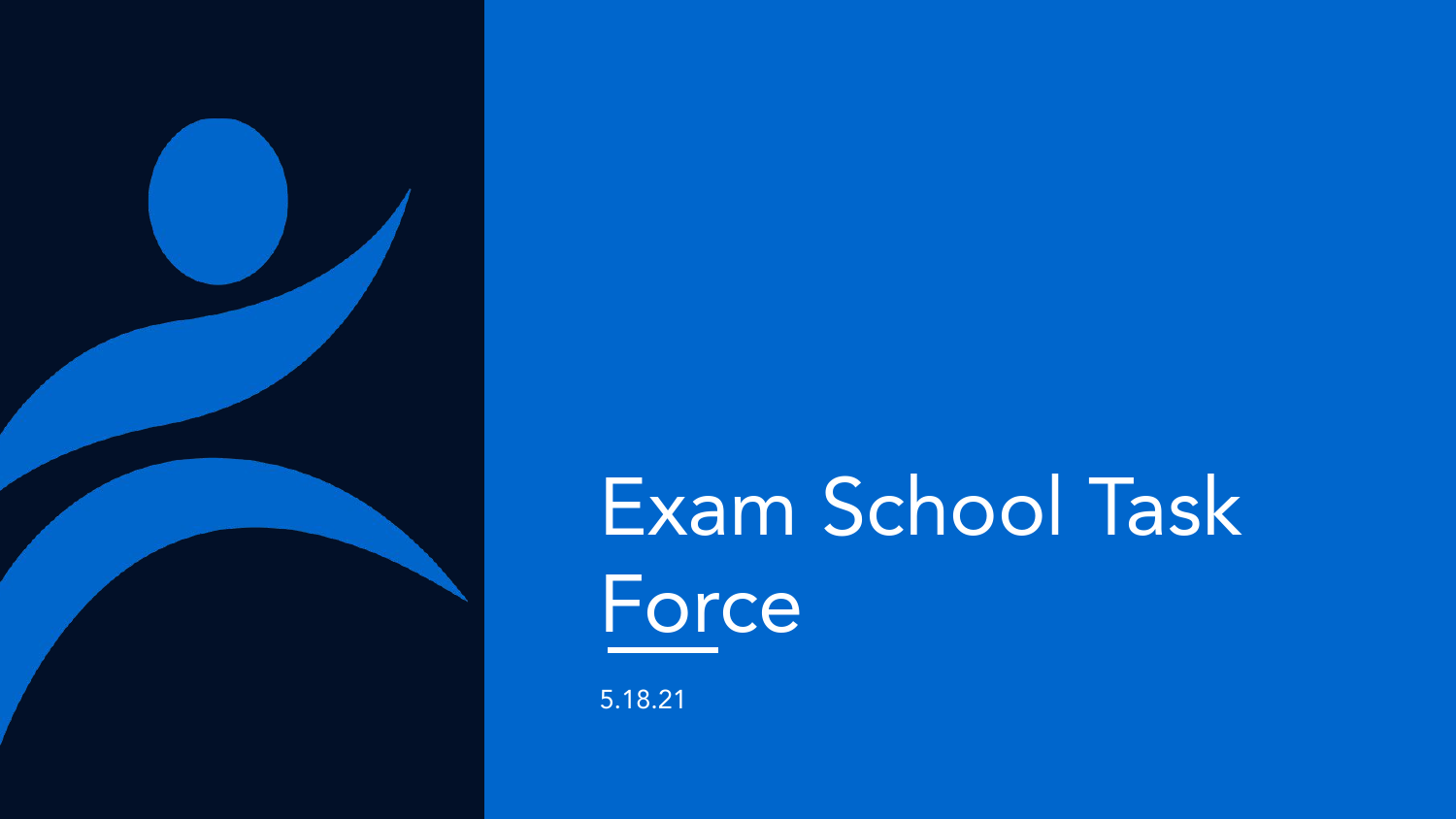# Exam School Task Force

5.18.21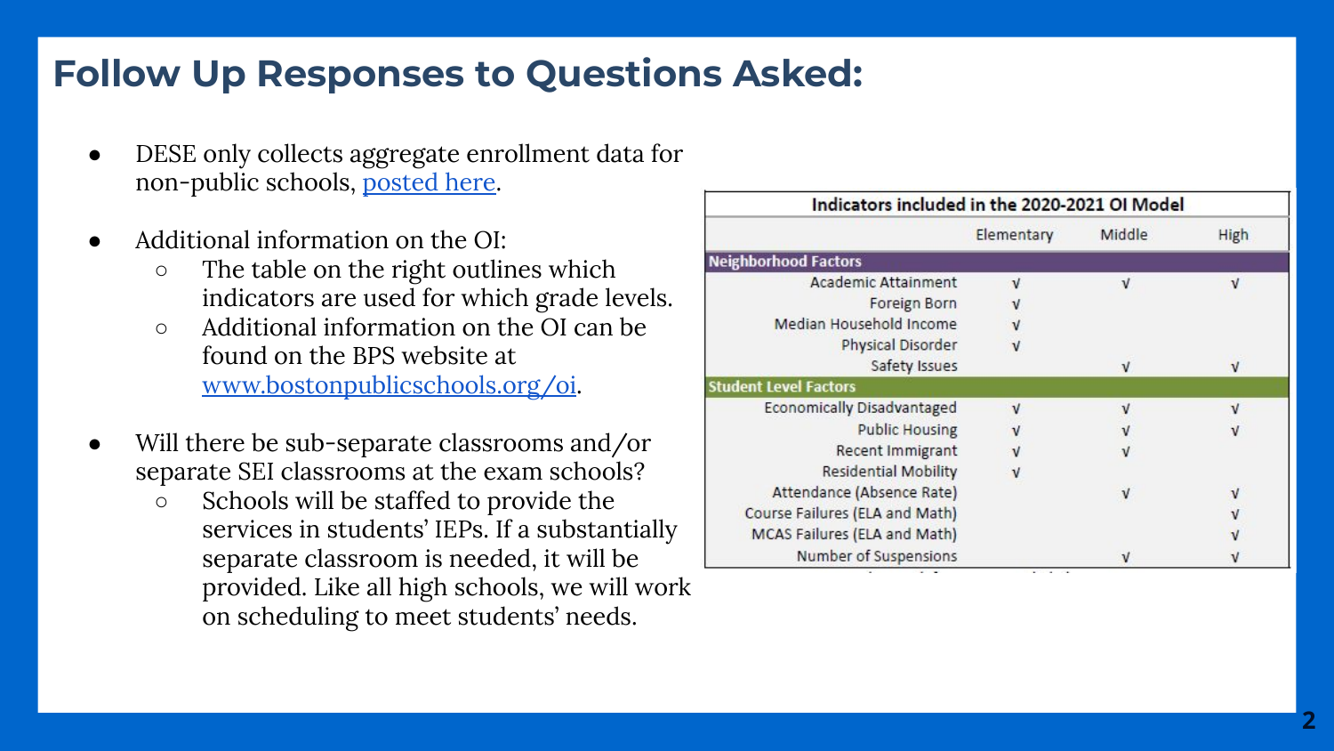# Follow Up Responses to Questions Asked:

- DESE only collects aggregate enrollment data for non-public schools, posted here.
- Additional information on the OI:
  - The table on the right outlines which indicators are used for which grade levels.
  - Additional information on the OI can be found on the BPS website at www.bostonpublicschools.org/oi.
- Will there be sub-separate classrooms and/or separate SEI classrooms at the exam schools?
  - Schools will be staffed to provide the services in students' IEPs. If a substantially separate classroom is needed, it will be provided. Like all high schools, we will work on scheduling to meet students' needs.

**Indicators included in the 2020-2021 OI Model**

| | Elementary | Middle | High |
|---|---|---|---|
| **Neighborhood Factors** | | | |
| Academic Attainment | √ | √ | √ |
| Foreign Born | √ | | |
| Median Household Income | √ | | |
| Physical Disorder | √ | | |
| Safety Issues | | √ | √ |
| **Student Level Factors** | | | |
| Economically Disadvantaged | √ | √ | √ |
| Public Housing | √ | √ | √ |
| Recent Immigrant | √ | √ | |
| Residential Mobility | √ | | |
| Attendance (Absence Rate) | | √ | √ |
| Course Failures (ELA and Math) | | | √ |
| MCAS Failures (ELA and Math) | | | √ |
| Number of Suspensions | | √ | √ |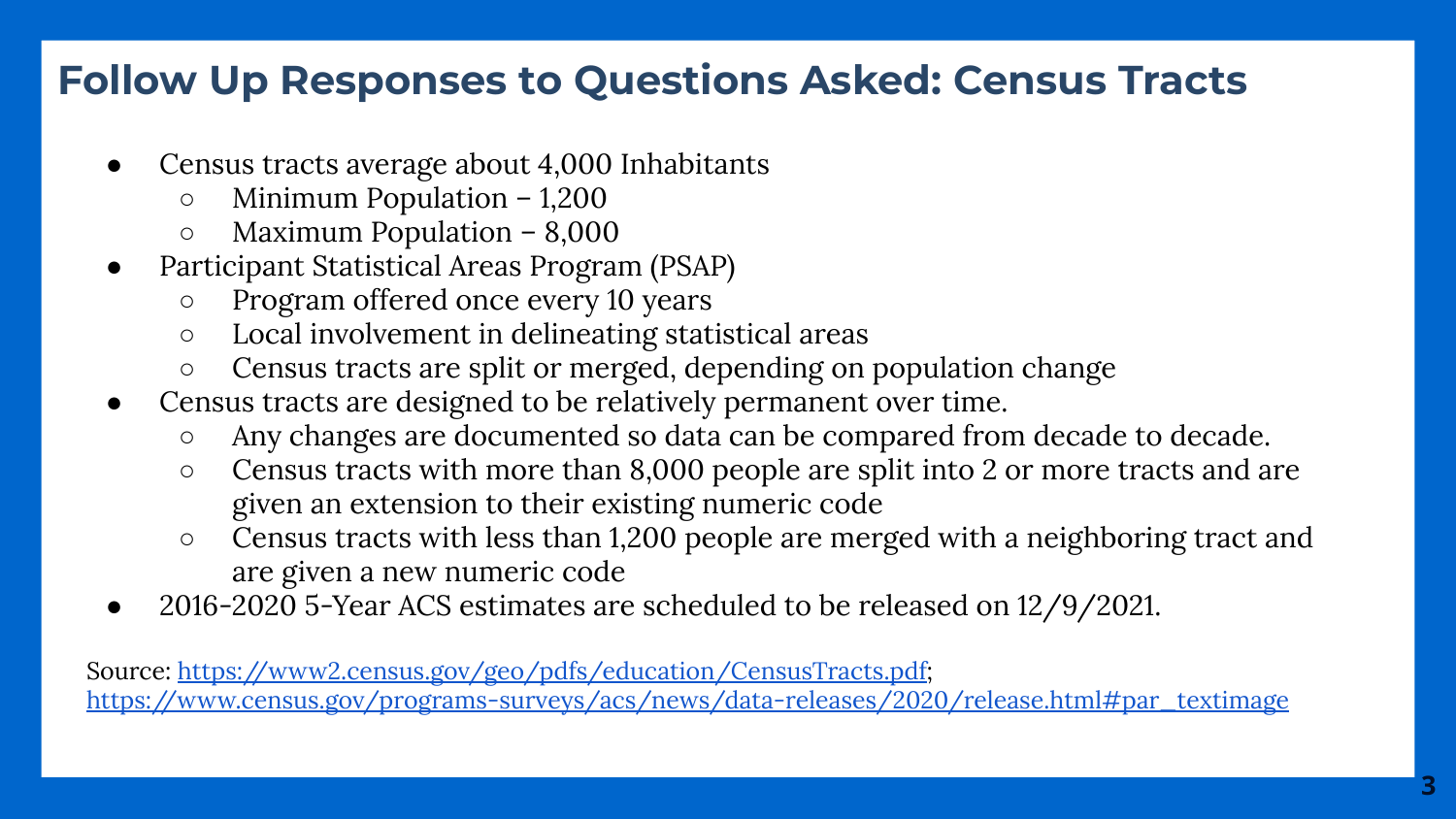# Follow Up Responses to Questions Asked: Census Tracts

- Census tracts average about 4,000 Inhabitants
  - Minimum Population – 1,200
  - Maximum Population – 8,000
- Participant Statistical Areas Program (PSAP)
  - Program offered once every 10 years
  - Local involvement in delineating statistical areas
  - Census tracts are split or merged, depending on population change
- Census tracts are designed to be relatively permanent over time.
  - Any changes are documented so data can be compared from decade to decade.
  - Census tracts with more than 8,000 people are split into 2 or more tracts and are given an extension to their existing numeric code
  - Census tracts with less than 1,200 people are merged with a neighboring tract and are given a new numeric code
- 2016-2020 5-Year ACS estimates are scheduled to be released on 12/9/2021.

Source: [https://www2.census.gov/geo/pdfs/education/CensusTracts.pdf](https://www2.census.gov/geo/pdfs/education/CensusTracts.pdf); [https://www.census.gov/programs-surveys/acs/news/data-releases/2020/release.html#par_textimage](https://www.census.gov/programs-surveys/acs/news/data-releases/2020/release.html#par_textimage)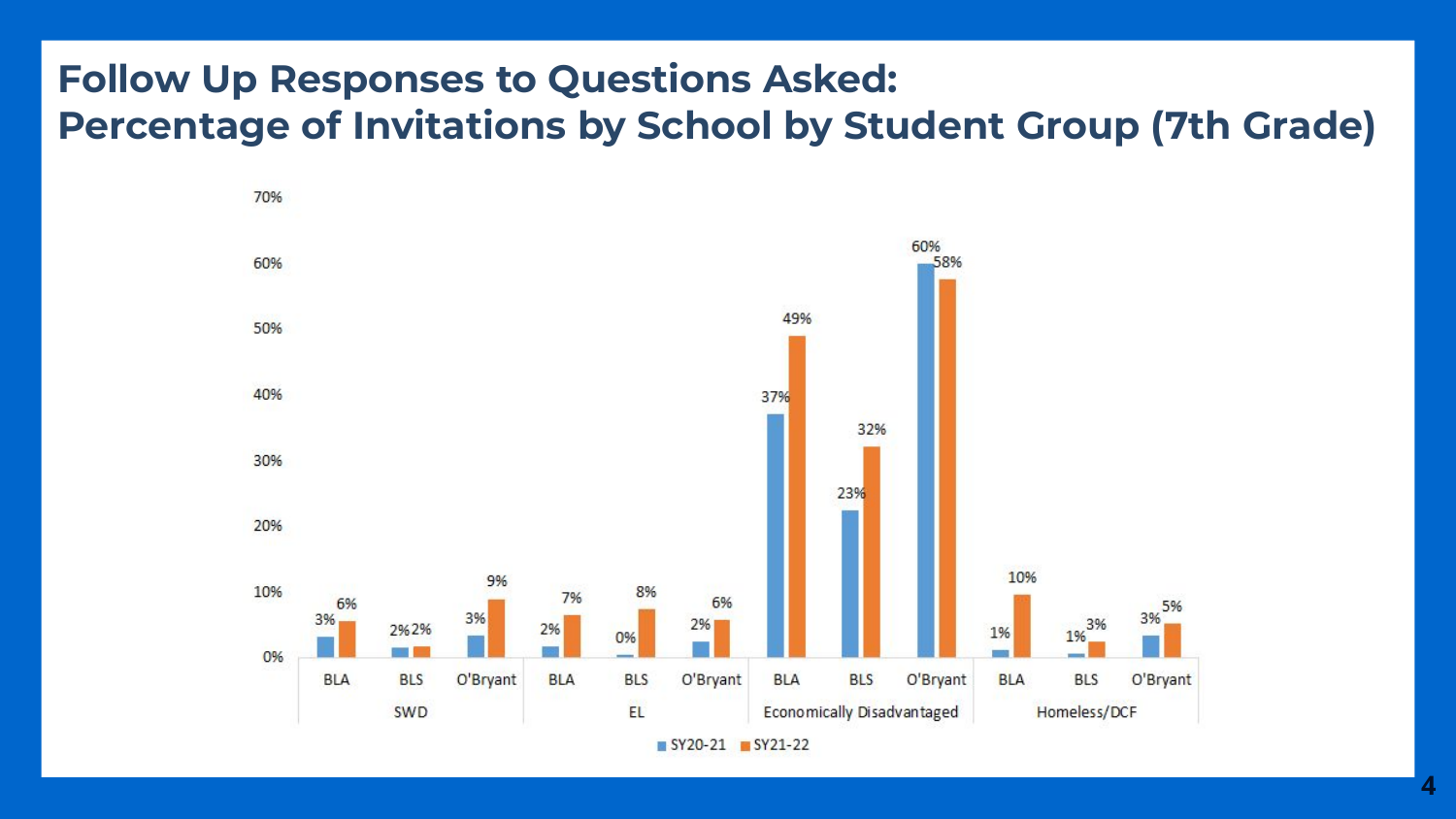# Follow Up Responses to Questions Asked:
# Percentage of Invitations by School by Student Group (7th Grade)

| Student Group | School | SY20-21 | SY21-22 |
| --- | --- | --- | --- |
| SWD | BLA | 3% | 6% |
| SWD | BLS | 2% | 2% |
| SWD | O'Bryant | 3% | 9% |
| EL | BLA | 2% | 7% |
| EL | BLS | 0% | 8% |
| EL | O'Bryant | 2% | 6% |
| Economically Disadvantaged | BLA | 37% | 49% |
| Economically Disadvantaged | BLS | 23% | 32% |
| Economically Disadvantaged | O'Bryant | 60% | 58% |
| Homeless/DCF | BLA | 1% | 10% |
| Homeless/DCF | BLS | 1% | 3% |
| Homeless/DCF | O'Bryant | 3% | 5% |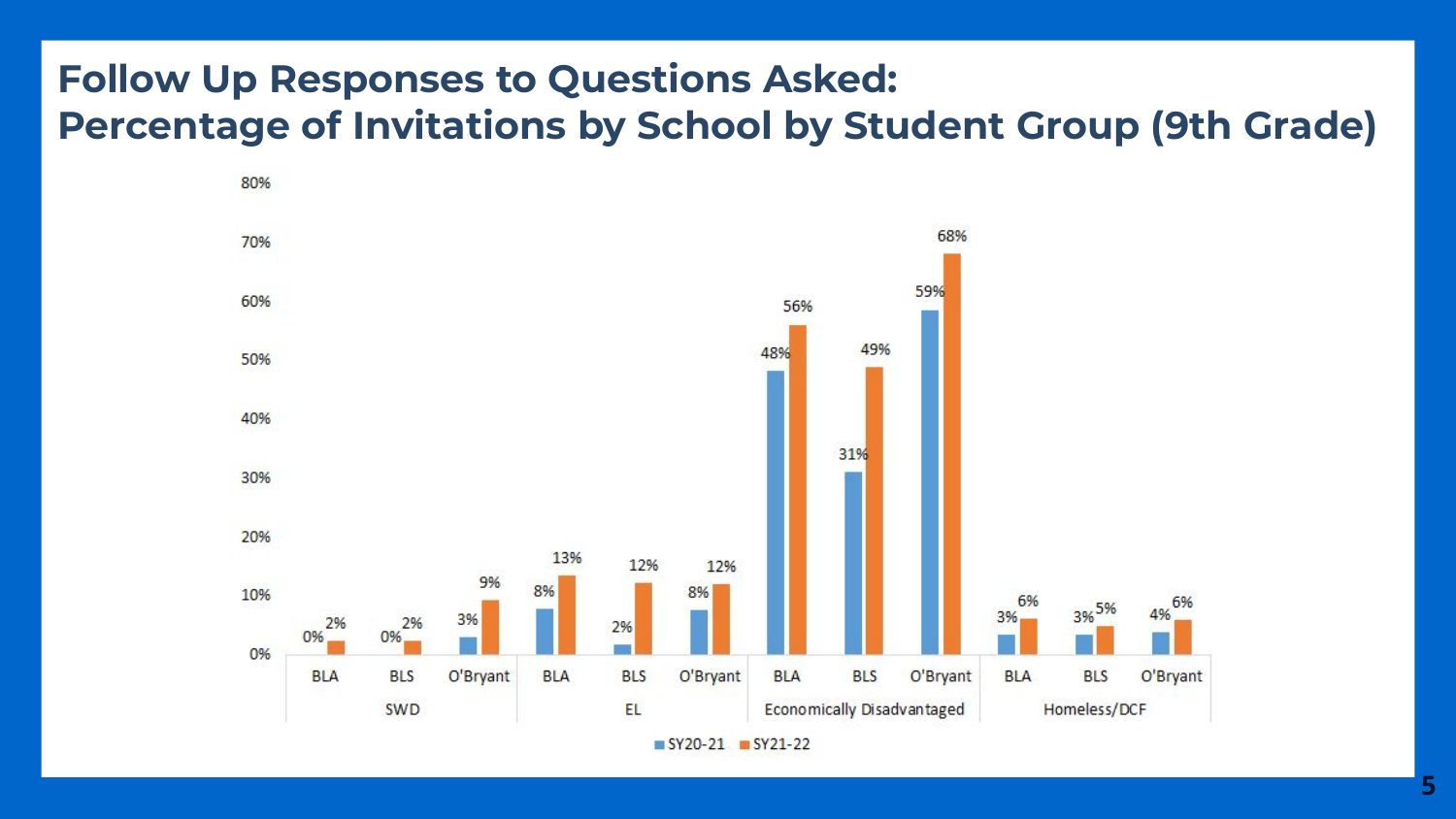# Follow Up Responses to Questions Asked: Percentage of Invitations by School by Student Group (9th Grade)

| Student Group | School | SY20-21 | SY21-22 |
|---|---|---|---|
| SWD | BLA | 0% | 2% |
| SWD | BLS | 0% | 2% |
| SWD | O'Bryant | 3% | 9% |
| EL | BLA | 8% | 13% |
| EL | BLS | 2% | 12% |
| EL | O'Bryant | 8% | 12% |
| Economically Disadvantaged | BLA | 48% | 56% |
| Economically Disadvantaged | BLS | 31% | 49% |
| Economically Disadvantaged | O'Bryant | 59% | 68% |
| Homeless/DCF | BLA | 3% | 6% |
| Homeless/DCF | BLS | 3% | 5% |
| Homeless/DCF | O'Bryant | 4% | 6% |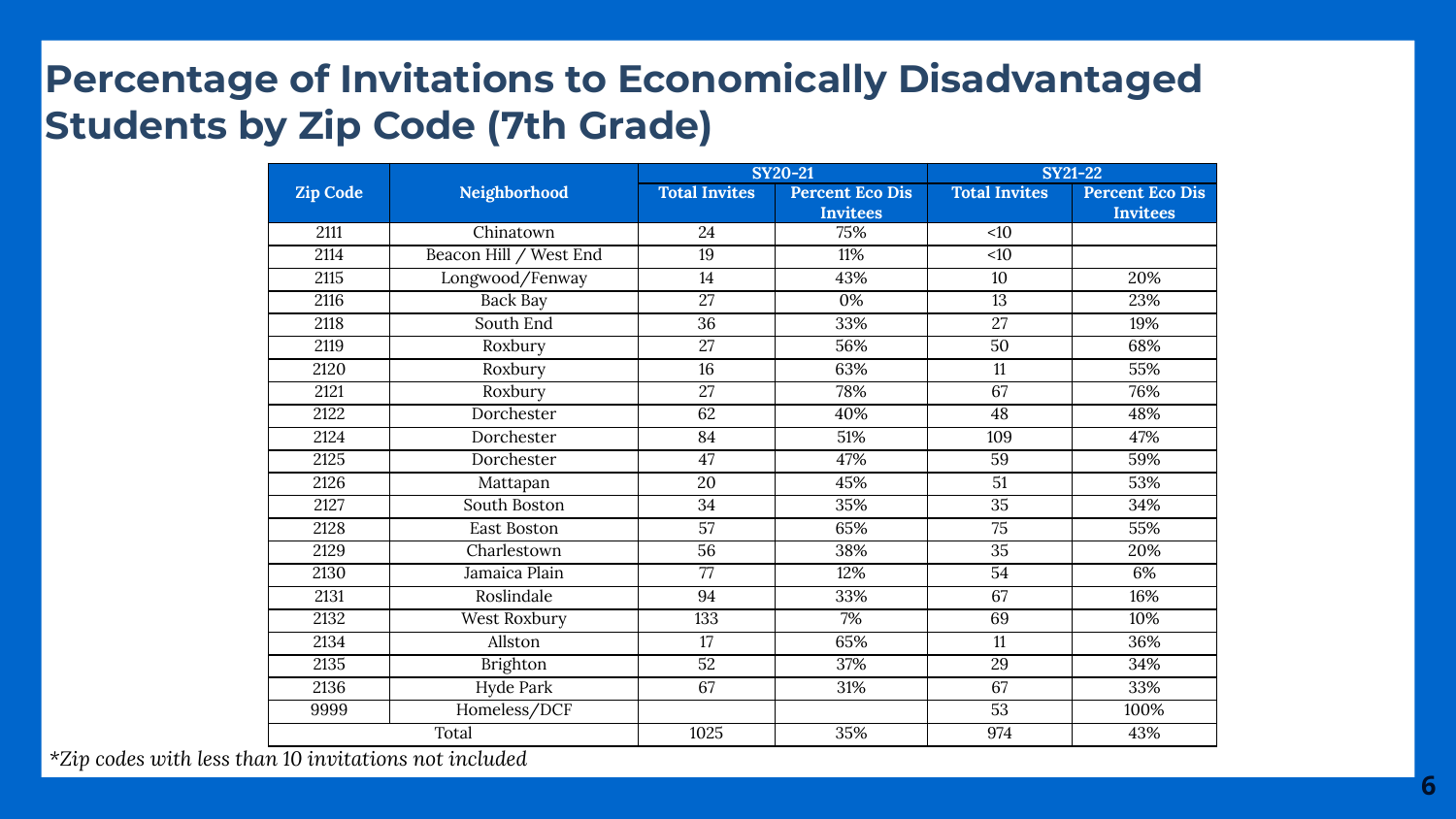# Percentage of Invitations to Economically Disadvantaged Students by Zip Code (7th Grade)

| Zip Code | Neighborhood | SY20-21 | | SY21-22 | |
|---|---|---|---|---|---|
| | | Total Invites | Percent Eco Dis Invitees | Total Invites | Percent Eco Dis Invitees |
| 2111 | Chinatown | 24 | 75% | <10 | |
| 2114 | Beacon Hill / West End | 19 | 11% | <10 | |
| 2115 | Longwood/Fenway | 14 | 43% | 10 | 20% |
| 2116 | Back Bay | 27 | 0% | 13 | 23% |
| 2118 | South End | 36 | 33% | 27 | 19% |
| 2119 | Roxbury | 27 | 56% | 50 | 68% |
| 2120 | Roxbury | 16 | 63% | 11 | 55% |
| 2121 | Roxbury | 27 | 78% | 67 | 76% |
| 2122 | Dorchester | 62 | 40% | 48 | 48% |
| 2124 | Dorchester | 84 | 51% | 109 | 47% |
| 2125 | Dorchester | 47 | 47% | 59 | 59% |
| 2126 | Mattapan | 20 | 45% | 51 | 53% |
| 2127 | South Boston | 34 | 35% | 35 | 34% |
| 2128 | East Boston | 57 | 65% | 75 | 55% |
| 2129 | Charlestown | 56 | 38% | 35 | 20% |
| 2130 | Jamaica Plain | 77 | 12% | 54 | 6% |
| 2131 | Roslindale | 94 | 33% | 67 | 16% |
| 2132 | West Roxbury | 133 | 7% | 69 | 10% |
| 2134 | Allston | 17 | 65% | 11 | 36% |
| 2135 | Brighton | 52 | 37% | 29 | 34% |
| 2136 | Hyde Park | 67 | 31% | 67 | 33% |
| 9999 | Homeless/DCF | | | 53 | 100% |
| Total | | 1025 | 35% | 974 | 43% |

*\*Zip codes with less than 10 invitations not included*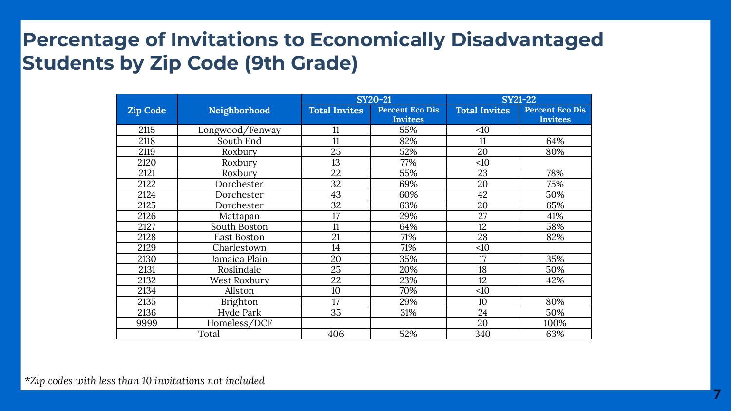# Percentage of Invitations to Economically Disadvantaged Students by Zip Code (9th Grade)

| Zip Code | Neighborhood | SY20-21 | | SY21-22 | |
|---|---|---|---|---|---|
| | | Total Invites | Percent Eco Dis Invitees | Total Invites | Percent Eco Dis Invitees |
| 2115 | Longwood/Fenway | 11 | 55% | <10 | |
| 2118 | South End | 11 | 82% | 11 | 64% |
| 2119 | Roxbury | 25 | 52% | 20 | 80% |
| 2120 | Roxbury | 13 | 77% | <10 | |
| 2121 | Roxbury | 22 | 55% | 23 | 78% |
| 2122 | Dorchester | 32 | 69% | 20 | 75% |
| 2124 | Dorchester | 43 | 60% | 42 | 50% |
| 2125 | Dorchester | 32 | 63% | 20 | 65% |
| 2126 | Mattapan | 17 | 29% | 27 | 41% |
| 2127 | South Boston | 11 | 64% | 12 | 58% |
| 2128 | East Boston | 21 | 71% | 28 | 82% |
| 2129 | Charlestown | 14 | 71% | <10 | |
| 2130 | Jamaica Plain | 20 | 35% | 17 | 35% |
| 2131 | Roslindale | 25 | 20% | 18 | 50% |
| 2132 | West Roxbury | 22 | 23% | 12 | 42% |
| 2134 | Allston | 10 | 70% | <10 | |
| 2135 | Brighton | 17 | 29% | 10 | 80% |
| 2136 | Hyde Park | 35 | 31% | 24 | 50% |
| 9999 | Homeless/DCF | | | 20 | 100% |
| Total | | 406 | 52% | 340 | 63% |

*Zip codes with less than 10 invitations not included*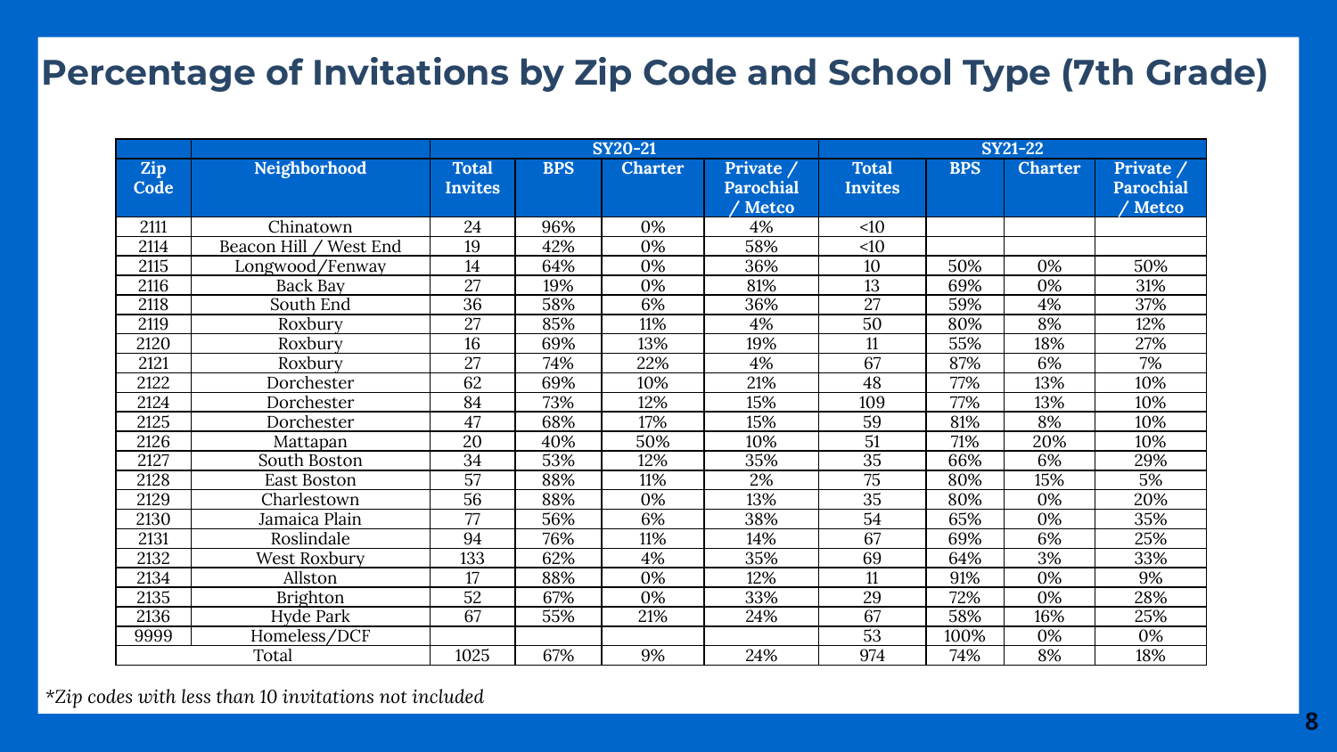# Percentage of Invitations by Zip Code and School Type (7th Grade)

| Zip Code | Neighborhood | SY20-21 | | | | SY21-22 | | | |
|---|---|---|---|---|---|---|---|---|---|
| | | Total Invites | BPS | Charter | Private / Parochial / Metco | Total Invites | BPS | Charter | Private / Parochial / Metco |
| 2111 | Chinatown | 24 | 96% | 0% | 4% | <10 | | | |
| 2114 | Beacon Hill / West End | 19 | 42% | 0% | 58% | <10 | | | |
| 2115 | Longwood/Fenway | 14 | 64% | 0% | 36% | 10 | 50% | 0% | 50% |
| 2116 | Back Bay | 27 | 19% | 0% | 81% | 13 | 69% | 0% | 31% |
| 2118 | South End | 36 | 58% | 6% | 36% | 27 | 59% | 4% | 37% |
| 2119 | Roxbury | 27 | 85% | 11% | 4% | 50 | 80% | 8% | 12% |
| 2120 | Roxbury | 16 | 69% | 13% | 19% | 11 | 55% | 18% | 27% |
| 2121 | Roxbury | 27 | 74% | 22% | 4% | 67 | 87% | 6% | 7% |
| 2122 | Dorchester | 62 | 69% | 10% | 21% | 48 | 77% | 13% | 10% |
| 2124 | Dorchester | 84 | 73% | 12% | 15% | 109 | 77% | 13% | 10% |
| 2125 | Dorchester | 47 | 68% | 17% | 15% | 59 | 81% | 8% | 10% |
| 2126 | Mattapan | 20 | 40% | 50% | 10% | 51 | 71% | 20% | 10% |
| 2127 | South Boston | 34 | 53% | 12% | 35% | 35 | 66% | 6% | 29% |
| 2128 | East Boston | 57 | 88% | 11% | 2% | 75 | 80% | 15% | 5% |
| 2129 | Charlestown | 56 | 88% | 0% | 13% | 35 | 80% | 0% | 20% |
| 2130 | Jamaica Plain | 77 | 56% | 6% | 38% | 54 | 65% | 0% | 35% |
| 2131 | Roslindale | 94 | 76% | 11% | 14% | 67 | 69% | 6% | 25% |
| 2132 | West Roxbury | 133 | 62% | 4% | 35% | 69 | 64% | 3% | 33% |
| 2134 | Allston | 17 | 88% | 0% | 12% | 11 | 91% | 0% | 9% |
| 2135 | Brighton | 52 | 67% | 0% | 33% | 29 | 72% | 0% | 28% |
| 2136 | Hyde Park | 67 | 55% | 21% | 24% | 67 | 58% | 16% | 25% |
| 9999 | Homeless/DCF | | | | | 53 | 100% | 0% | 0% |
| Total | | 1025 | 67% | 9% | 24% | 974 | 74% | 8% | 18% |

*Zip codes with less than 10 invitations not included*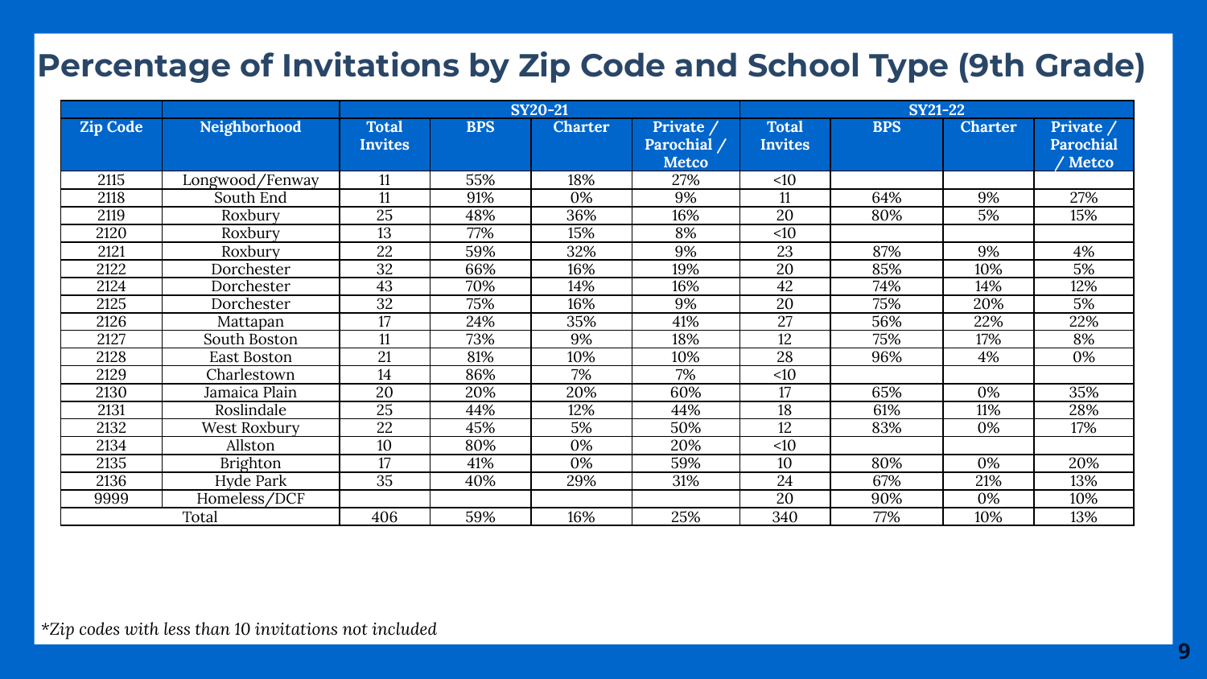# Percentage of Invitations by Zip Code and School Type (9th Grade)

| | | SY20-21 | | | | SY21-22 | | | |
|---|---|---|---|---|---|---|---|---|---|
| Zip Code | Neighborhood | Total Invites | BPS | Charter | Private / Parochial / Metco | Total Invites | BPS | Charter | Private / Parochial / Metco |
| 2115 | Longwood/Fenway | 11 | 55% | 18% | 27% | <10 | | | |
| 2118 | South End | 11 | 91% | 0% | 9% | 11 | 64% | 9% | 27% |
| 2119 | Roxbury | 25 | 48% | 36% | 16% | 20 | 80% | 5% | 15% |
| 2120 | Roxbury | 13 | 77% | 15% | 8% | <10 | | | |
| 2121 | Roxbury | 22 | 59% | 32% | 9% | 23 | 87% | 9% | 4% |
| 2122 | Dorchester | 32 | 66% | 16% | 19% | 20 | 85% | 10% | 5% |
| 2124 | Dorchester | 43 | 70% | 14% | 16% | 42 | 74% | 14% | 12% |
| 2125 | Dorchester | 32 | 75% | 16% | 9% | 20 | 75% | 20% | 5% |
| 2126 | Mattapan | 17 | 24% | 35% | 41% | 27 | 56% | 22% | 22% |
| 2127 | South Boston | 11 | 73% | 9% | 18% | 12 | 75% | 17% | 8% |
| 2128 | East Boston | 21 | 81% | 10% | 10% | 28 | 96% | 4% | 0% |
| 2129 | Charlestown | 14 | 86% | 7% | 7% | <10 | | | |
| 2130 | Jamaica Plain | 20 | 20% | 20% | 60% | 17 | 65% | 0% | 35% |
| 2131 | Roslindale | 25 | 44% | 12% | 44% | 18 | 61% | 11% | 28% |
| 2132 | West Roxbury | 22 | 45% | 5% | 50% | 12 | 83% | 0% | 17% |
| 2134 | Allston | 10 | 80% | 0% | 20% | <10 | | | |
| 2135 | Brighton | 17 | 41% | 0% | 59% | 10 | 80% | 0% | 20% |
| 2136 | Hyde Park | 35 | 40% | 29% | 31% | 24 | 67% | 21% | 13% |
| 9999 | Homeless/DCF | | | | | 20 | 90% | 0% | 10% |
| Total | | 406 | 59% | 16% | 25% | 340 | 77% | 10% | 13% |

*Zip codes with less than 10 invitations not included*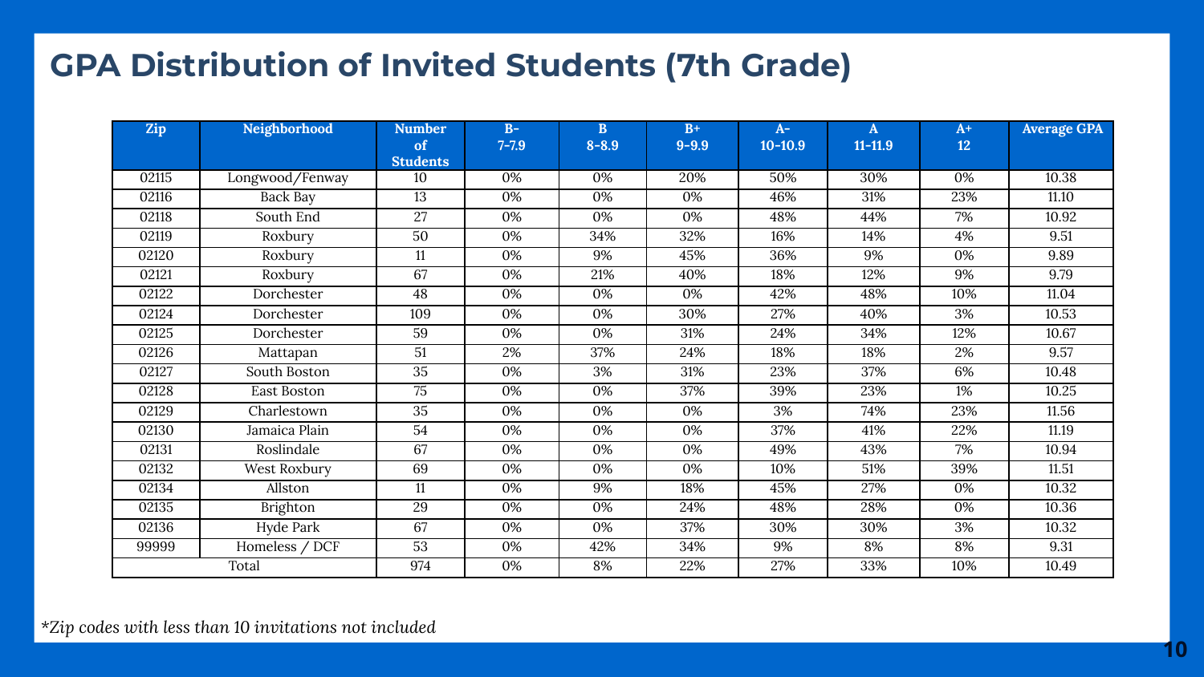# GPA Distribution of Invited Students (7th Grade)

| Zip | Neighborhood | Number of Students | B- 7-7.9 | B 8-8.9 | B+ 9-9.9 | A- 10-10.9 | A 11-11.9 | A+ 12 | Average GPA |
|---|---|---|---|---|---|---|---|---|---|
| 02115 | Longwood/Fenway | 10 | 0% | 0% | 20% | 50% | 30% | 0% | 10.38 |
| 02116 | Back Bay | 13 | 0% | 0% | 0% | 46% | 31% | 23% | 11.10 |
| 02118 | South End | 27 | 0% | 0% | 0% | 48% | 44% | 7% | 10.92 |
| 02119 | Roxbury | 50 | 0% | 34% | 32% | 16% | 14% | 4% | 9.51 |
| 02120 | Roxbury | 11 | 0% | 9% | 45% | 36% | 9% | 0% | 9.89 |
| 02121 | Roxbury | 67 | 0% | 21% | 40% | 18% | 12% | 9% | 9.79 |
| 02122 | Dorchester | 48 | 0% | 0% | 0% | 42% | 48% | 10% | 11.04 |
| 02124 | Dorchester | 109 | 0% | 0% | 30% | 27% | 40% | 3% | 10.53 |
| 02125 | Dorchester | 59 | 0% | 0% | 31% | 24% | 34% | 12% | 10.67 |
| 02126 | Mattapan | 51 | 2% | 37% | 24% | 18% | 18% | 2% | 9.57 |
| 02127 | South Boston | 35 | 0% | 3% | 31% | 23% | 37% | 6% | 10.48 |
| 02128 | East Boston | 75 | 0% | 0% | 37% | 39% | 23% | 1% | 10.25 |
| 02129 | Charlestown | 35 | 0% | 0% | 0% | 3% | 74% | 23% | 11.56 |
| 02130 | Jamaica Plain | 54 | 0% | 0% | 0% | 37% | 41% | 22% | 11.19 |
| 02131 | Roslindale | 67 | 0% | 0% | 0% | 49% | 43% | 7% | 10.94 |
| 02132 | West Roxbury | 69 | 0% | 0% | 0% | 10% | 51% | 39% | 11.51 |
| 02134 | Allston | 11 | 0% | 9% | 18% | 45% | 27% | 0% | 10.32 |
| 02135 | Brighton | 29 | 0% | 0% | 24% | 48% | 28% | 0% | 10.36 |
| 02136 | Hyde Park | 67 | 0% | 0% | 37% | 30% | 30% | 3% | 10.32 |
| 99999 | Homeless / DCF | 53 | 0% | 42% | 34% | 9% | 8% | 8% | 9.31 |
| Total | | 974 | 0% | 8% | 22% | 27% | 33% | 10% | 10.49 |

*\*Zip codes with less than 10 invitations not included*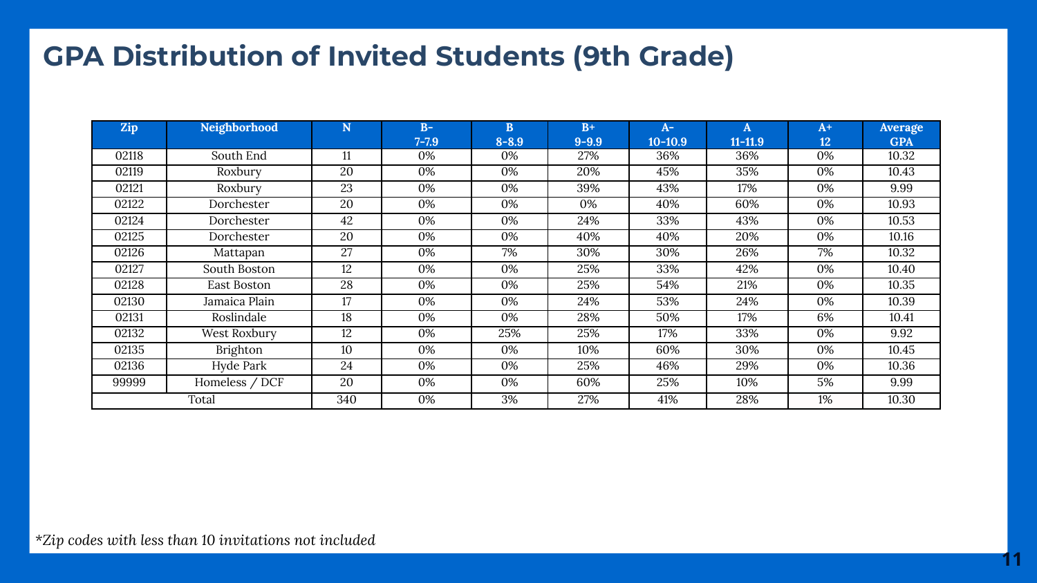# GPA Distribution of Invited Students (9th Grade)

| Zip | Neighborhood | N | B- 7-7.9 | B 8-8.9 | B+ 9-9.9 | A- 10-10.9 | A 11-11.9 | A+ 12 | Average GPA |
|---|---|---|---|---|---|---|---|---|---|
| 02118 | South End | 11 | 0% | 0% | 27% | 36% | 36% | 0% | 10.32 |
| 02119 | Roxbury | 20 | 0% | 0% | 20% | 45% | 35% | 0% | 10.43 |
| 02121 | Roxbury | 23 | 0% | 0% | 39% | 43% | 17% | 0% | 9.99 |
| 02122 | Dorchester | 20 | 0% | 0% | 0% | 40% | 60% | 0% | 10.93 |
| 02124 | Dorchester | 42 | 0% | 0% | 24% | 33% | 43% | 0% | 10.53 |
| 02125 | Dorchester | 20 | 0% | 0% | 40% | 40% | 20% | 0% | 10.16 |
| 02126 | Mattapan | 27 | 0% | 7% | 30% | 30% | 26% | 7% | 10.32 |
| 02127 | South Boston | 12 | 0% | 0% | 25% | 33% | 42% | 0% | 10.40 |
| 02128 | East Boston | 28 | 0% | 0% | 25% | 54% | 21% | 0% | 10.35 |
| 02130 | Jamaica Plain | 17 | 0% | 0% | 24% | 53% | 24% | 0% | 10.39 |
| 02131 | Roslindale | 18 | 0% | 0% | 28% | 50% | 17% | 6% | 10.41 |
| 02132 | West Roxbury | 12 | 0% | 25% | 25% | 17% | 33% | 0% | 9.92 |
| 02135 | Brighton | 10 | 0% | 0% | 10% | 60% | 30% | 0% | 10.45 |
| 02136 | Hyde Park | 24 | 0% | 0% | 25% | 46% | 29% | 0% | 10.36 |
| 99999 | Homeless / DCF | 20 | 0% | 0% | 60% | 25% | 10% | 5% | 9.99 |
| Total | | 340 | 0% | 3% | 27% | 41% | 28% | 1% | 10.30 |

*\*Zip codes with less than 10 invitations not included*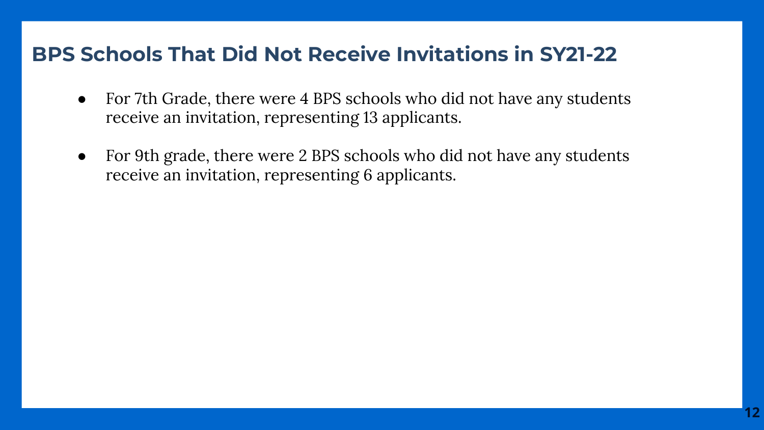## BPS Schools That Did Not Receive Invitations in SY21-22

- For 7th Grade, there were 4 BPS schools who did not have any students receive an invitation, representing 13 applicants.
- For 9th grade, there were 2 BPS schools who did not have any students receive an invitation, representing 6 applicants.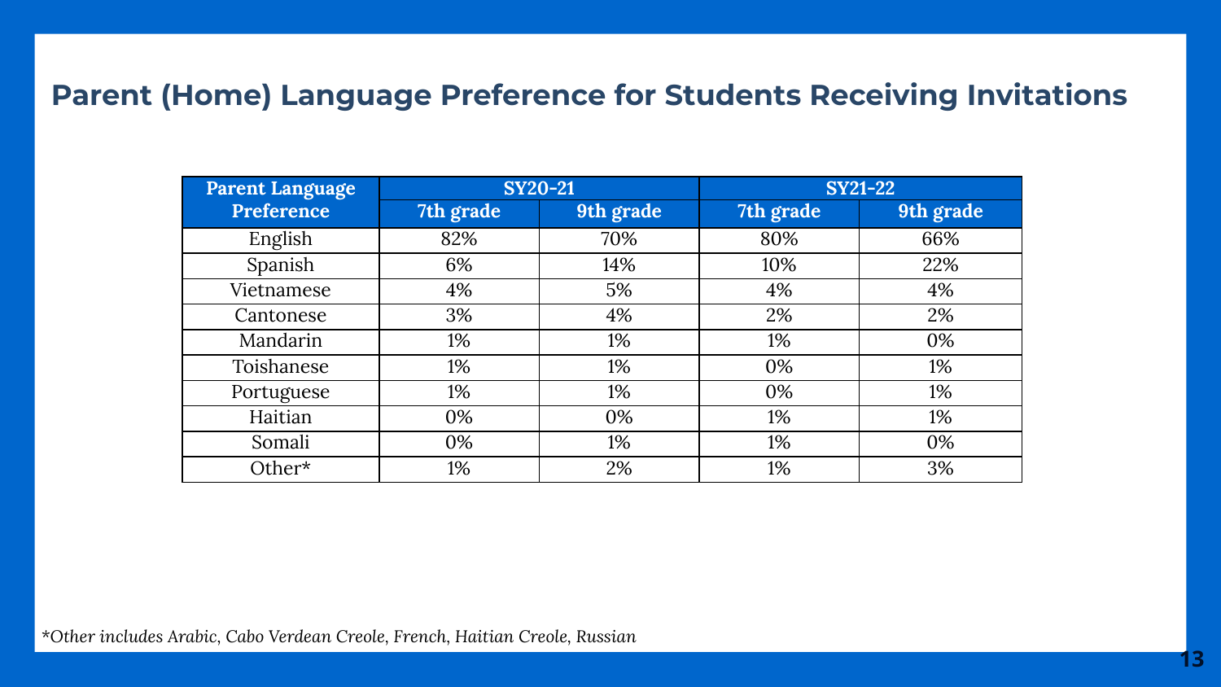## Parent (Home) Language Preference for Students Receiving Invitations

| Parent Language Preference | SY20-21 | | SY21-22 | |
|---|---|---|---|---|
| | 7th grade | 9th grade | 7th grade | 9th grade |
| English | 82% | 70% | 80% | 66% |
| Spanish | 6% | 14% | 10% | 22% |
| Vietnamese | 4% | 5% | 4% | 4% |
| Cantonese | 3% | 4% | 2% | 2% |
| Mandarin | 1% | 1% | 1% | 0% |
| Toishanese | 1% | 1% | 0% | 1% |
| Portuguese | 1% | 1% | 0% | 1% |
| Haitian | 0% | 0% | 1% | 1% |
| Somali | 0% | 1% | 1% | 0% |
| Other* | 1% | 2% | 1% | 3% |

*\*Other includes Arabic, Cabo Verdean Creole, French, Haitian Creole, Russian*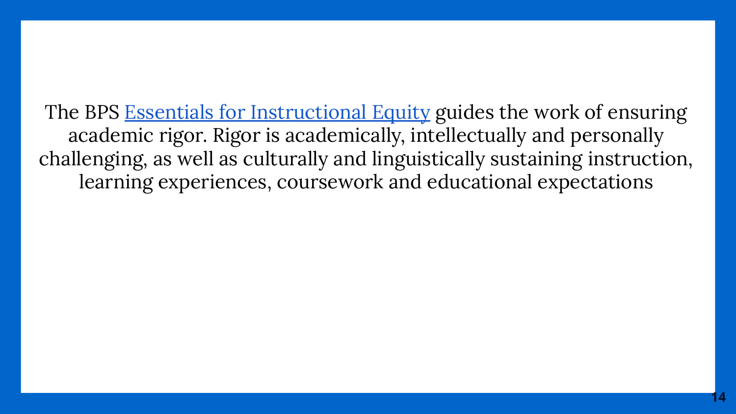The BPS Essentials for Instructional Equity guides the work of ensuring academic rigor. Rigor is academically, intellectually and personally challenging, as well as culturally and linguistically sustaining instruction, learning experiences, coursework and educational expectations